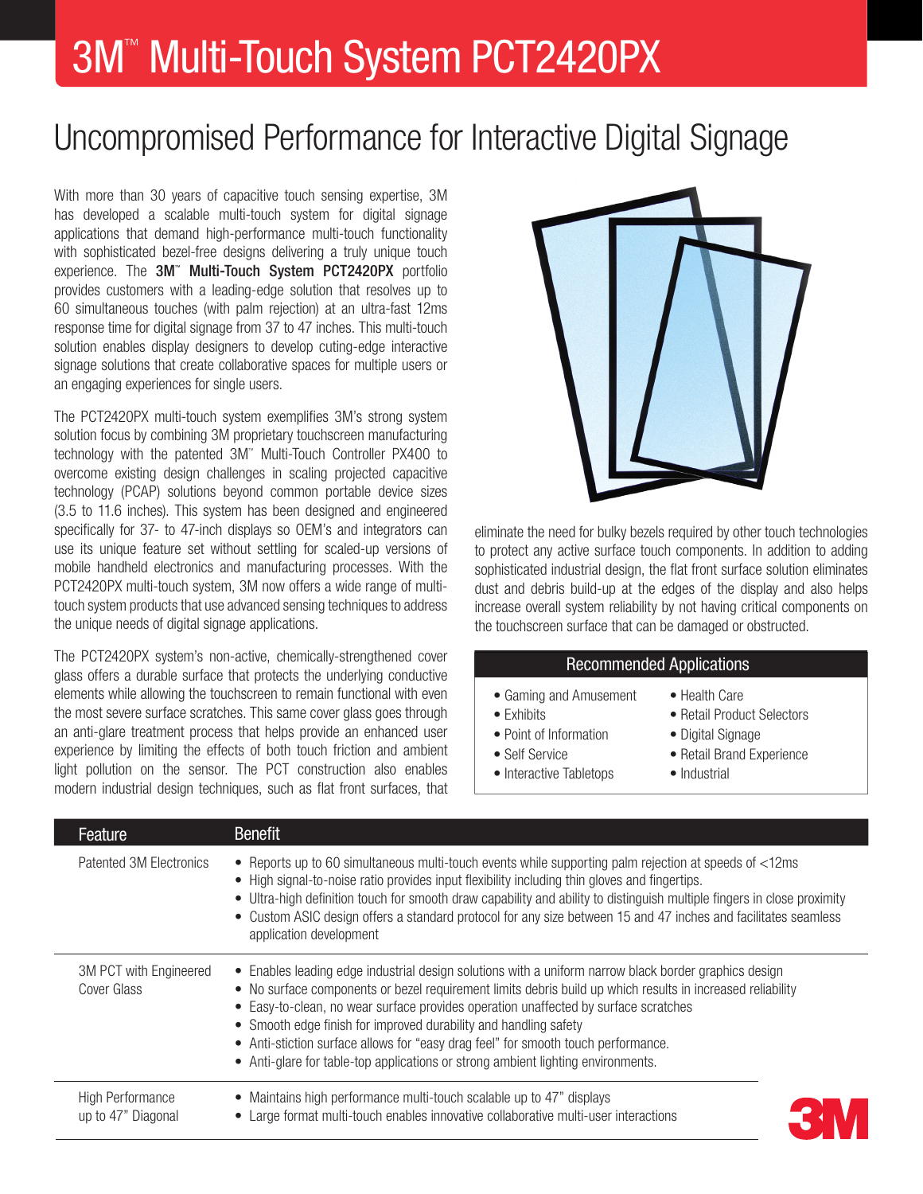# 3M™ Multi-Touch System PCT2420PX

## Uncompromised Performance for Interactive Digital Signage

With more than 30 years of capacitive touch sensing expertise, 3M has developed a scalable multi-touch system for digital signage applications that demand high-performance multi-touch functionality with sophisticated bezel-free designs delivering a truly unique touch experience. The **3M™ Multi-Touch System PCT2420PX** portfolio provides customers with a leading-edge solution that resolves up to 60 simultaneous touches (with palm rejection) at an ultra-fast 12ms response time for digital signage from 37 to 47 inches. This multi-touch solution enables display designers to develop cuting-edge interactive signage solutions that create collaborative spaces for multiple users or an engaging experiences for single users.

The PCT2420PX multi-touch system exemplifies 3M's strong system solution focus by combining 3M proprietary touchscreen manufacturing technology with the patented 3M™ Multi-Touch Controller PX400 to overcome existing design challenges in scaling projected capacitive technology (PCAP) solutions beyond common portable device sizes (3.5 to 11.6 inches). This system has been designed and engineered specifically for 37- to 47-inch displays so OEM's and integrators can use its unique feature set without settling for scaled-up versions of mobile handheld electronics and manufacturing processes. With the PCT2420PX multi-touch system, 3M now offers a wide range of multi-touch system products that use advanced sensing techniques to address the unique needs of digital signage applications.

The PCT2420PX system's non-active, chemically-strengthened cover glass offers a durable surface that protects the underlying conductive elements while allowing the touchscreen to remain functional with even the most severe surface scratches. This same cover glass goes through an anti-glare treatment process that helps provide an enhanced user experience by limiting the effects of both touch friction and ambient light pollution on the sensor. The PCT construction also enables modern industrial design techniques, such as flat front surfaces, that eliminate the need for bulky bezels required by other touch technologies to protect any active surface touch components. In addition to adding sophisticated industrial design, the flat front surface solution eliminates dust and debris build-up at the edges of the display and also helps increase overall system reliability by not having critical components on the touchscreen surface that can be damaged or obstructed.

### Recommended Applications

- Gaming and Amusement
- Exhibits
- Point of Information
- Self Service
- Interactive Tabletops
- Health Care
- Retail Product Selectors
- Digital Signage
- Retail Brand Experience
- Industrial

| Feature | Benefit |
| --- | --- |
| Patented 3M Electronics | • Reports up to 60 simultaneous multi-touch events while supporting palm rejection at speeds of <12ms<br>• High signal-to-noise ratio provides input flexibility including thin gloves and fingertips.<br>• Ultra-high definition touch for smooth draw capability and ability to distinguish multiple fingers in close proximity<br>• Custom ASIC design offers a standard protocol for any size between 15 and 47 inches and facilitates seamless application development |
| 3M PCT with Engineered Cover Glass | • Enables leading edge industrial design solutions with a uniform narrow black border graphics design<br>• No surface components or bezel requirement limits debris build up which results in increased reliability<br>• Easy-to-clean, no wear surface provides operation unaffected by surface scratches<br>• Smooth edge finish for improved durability and handling safety<br>• Anti-stiction surface allows for "easy drag feel" for smooth touch performance.<br>• Anti-glare for table-top applications or strong ambient lighting environments. |
| High Performance up to 47" Diagonal | • Maintains high performance multi-touch scalable up to 47" displays<br>• Large format multi-touch enables innovative collaborative multi-user interactions |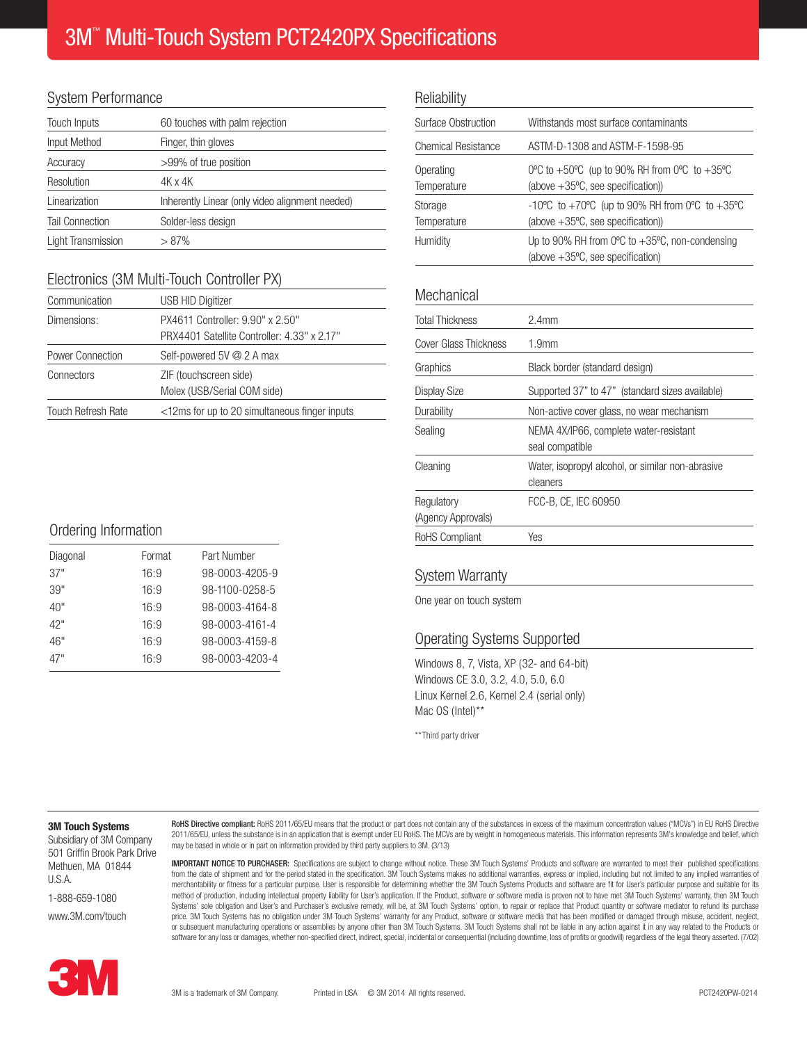# 3M™ Multi-Touch System PCT2420PX Specifications

## System Performance

| | |
|---|---|
| Touch Inputs | 60 touches with palm rejection |
| Input Method | Finger, thin gloves |
| Accuracy | >99% of true position |
| Resolution | 4K x 4K |
| Linearization | Inherently Linear (only video alignment needed) |
| Tail Connection | Solder-less design |
| Light Transmission | > 87% |

## Electronics (3M Multi-Touch Controller PX)

| | |
|---|---|
| Communication | USB HID Digitizer |
| Dimensions: | PX4611 Controller: 9.90" x 2.50"<br>PRX4401 Satellite Controller: 4.33" x 2.17" |
| Power Connection | Self-powered 5V @ 2 A max |
| Connectors | ZIF (touchscreen side)<br>Molex (USB/Serial COM side) |
| Touch Refresh Rate | <12ms for up to 20 simultaneous finger inputs |

## Ordering Information

| Diagonal | Format | Part Number |
|---|---|---|
| 37" | 16:9 | 98-0003-4205-9 |
| 39" | 16:9 | 98-1100-0258-5 |
| 40" | 16:9 | 98-0003-4164-8 |
| 42" | 16:9 | 98-0003-4161-4 |
| 46" | 16:9 | 98-0003-4159-8 |
| 47" | 16:9 | 98-0003-4203-4 |

## Reliability

| | |
|---|---|
| Surface Obstruction | Withstands most surface contaminants |
| Chemical Resistance | ASTM-D-1308 and ASTM-F-1598-95 |
| Operating Temperature | 0ºC to +50ºC (up to 90% RH from 0ºC to +35ºC (above +35ºC, see specification)) |
| Storage Temperature | -10ºC to +70ºC (up to 90% RH from 0ºC to +35ºC (above +35ºC, see specification)) |
| Humidity | Up to 90% RH from 0ºC to +35ºC, non-condensing (above +35ºC, see specification) |

## Mechanical

| | |
|---|---|
| Total Thickness | 2.4mm |
| Cover Glass Thickness | 1.9mm |
| Graphics | Black border (standard design) |
| Display Size | Supported 37" to 47" (standard sizes available) |
| Durability | Non-active cover glass, no wear mechanism |
| Sealing | NEMA 4X/IP66, complete water-resistant seal compatible |
| Cleaning | Water, isopropyl alcohol, or similar non-abrasive cleaners |
| Regulatory (Agency Approvals) | FCC-B, CE, IEC 60950 |
| RoHS Compliant | Yes |

## System Warranty

One year on touch system

## Operating Systems Supported

Windows 8, 7, Vista, XP (32- and 64-bit)
Windows CE 3.0, 3.2, 4.0, 5.0, 6.0
Linux Kernel 2.6, Kernel 2.4 (serial only)
Mac OS (Intel)**

**Third party driver

**3M Touch Systems**
Subsidiary of 3M Company
501 Griffin Brook Park Drive
Methuen, MA 01844
U.S.A.

1-888-659-1080

www.3M.com/touch

**RoHS Directive compliant:** RoHS 2011/65/EU means that the product or part does not contain any of the substances in excess of the maximum concentration values ("MCVs") in EU RoHS Directive 2011/65/EU, unless the substance is in an application that is exempt under EU RoHS. The MCVs are by weight in homogeneous materials. This information represents 3M's knowledge and belief, which may be based in whole or in part on information provided by third party suppliers to 3M. (3/13)

**IMPORTANT NOTICE TO PURCHASER:** Specifications are subject to change without notice. These 3M Touch Systems' Products and software are warranted to meet their published specifications from the date of shipment and for the period stated in the specification. 3M Touch Systems makes no additional warranties, express or implied, including but not limited to any implied warranties of merchantability or fitness for a particular purpose. User is responsible for determining whether the 3M Touch Systems Products and software are fit for User's particular purpose and suitable for its method of production, including intellectual property liability for User's application. If the Product, software or software media is proven not to have met 3M Touch Systems' warranty, then 3M Touch Systems' sole obligation and User's and Purchaser's exclusive remedy, will be, at 3M Touch Systems' option, to repair or replace that Product quantity or software mediator to refund its purchase price. 3M Touch Systems has no obligation under 3M Touch Systems' warranty for any Product, software or software media that has been modified or damaged through misuse, accident, neglect, or subsequent manufacturing operations or assemblies by anyone other than 3M Touch Systems. 3M Touch Systems shall not be liable in any action against it in any way related to the Products or software for any loss or damages, whether non-specified direct, indirect, special, incidental or consequential (including downtime, loss of profits or goodwill) regardless of the legal theory asserted. (7/02)

3M is a trademark of 3M Company. Printed in USA © 3M 2014 All rights reserved. PCT2420PW-0214